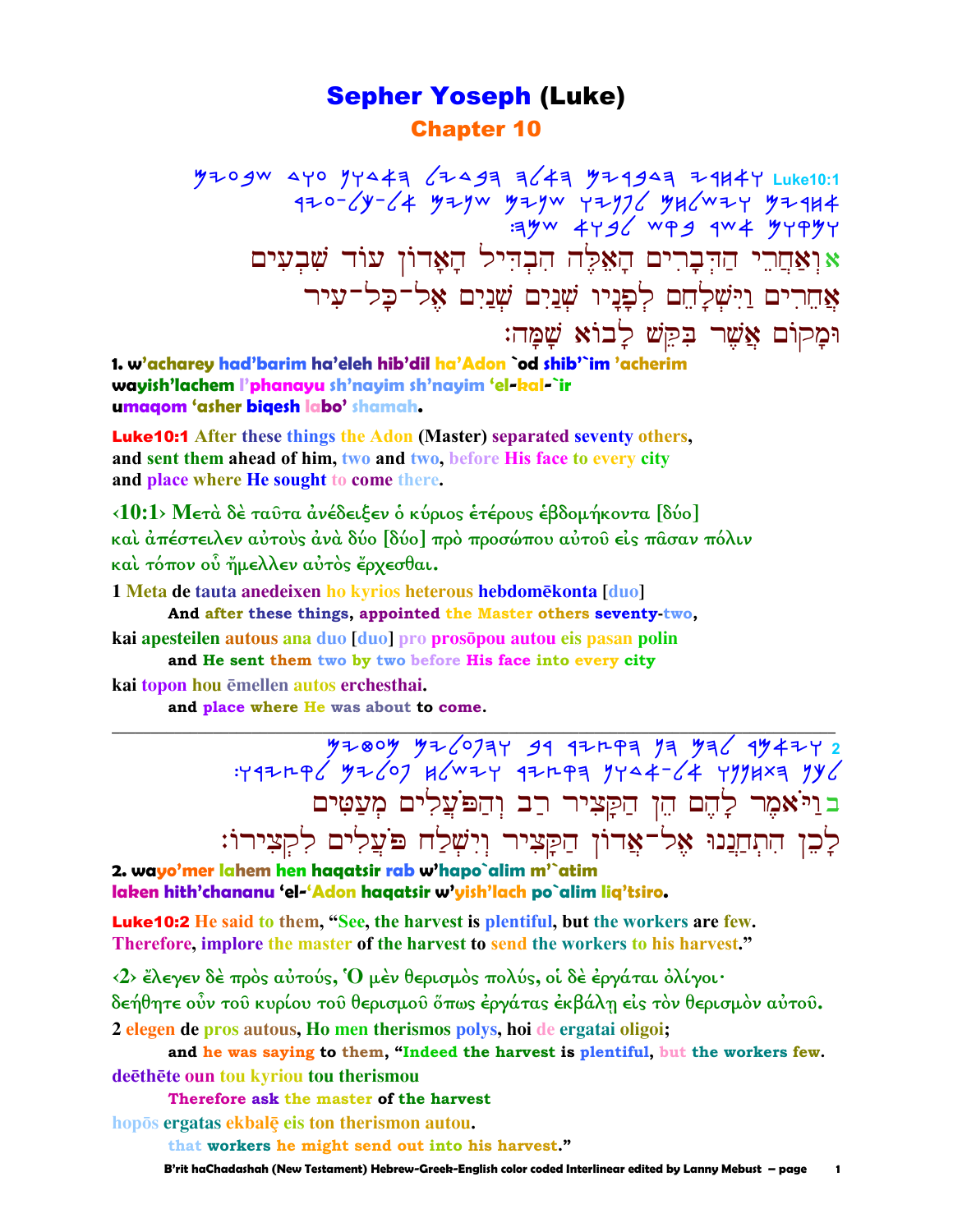# Sepher Yoseph (Luke)

## Chapter 10

Luke10:1

א וְאַחֲרֵי הַדְּבָרִים הָאֵלֶּה הִבְדִּיל הָאָדוֹן עוֹד שִׁבְעִים אֲחֵרִים וַיִּשְׁלָחֵם לְפָנָיו שְׁנַיִם שְׁנַיִם אֶל־כָּל־עִיר וּמָקוֹם אֲשֶׁר בִּקֵּשׁ לָבוֹא שָׁמָּה׃

**1. w'acharey had'barim ha'eleh hib'dil ha'Adon `od shib'`im 'acherim wayish'lachem l'phanayu sh'nayim sh'nayim 'el-kal-`ir umaqom 'asher biqesh labo' shamah.**

**Luke10:1** After these things the Adon (Master) separated seventy others, and sent them ahead of him, two and two, before His face to every city and place where He sought to come there.

‹10:1› Μετὰ δὲ ταῦτα ἀνέδειξεν ὁ κύριος ἑτέρους ἑβδομήκοντα [δύο] καὶ ἀπέστειλεν αὐτοὺς ἀνὰ δύο [δύο] πρὸ προσώπου αὐτοῦ εἰς πᾶσαν πόλιν καὶ τόπον οὗ ἤμελλεν αὐτὸς ἔρχεσθαι.

1 Meta de tauta anedeixen ho kyrios heterous hebdomēkonta [duo]
**And after these things, appointed the Master others seventy-two,**

kai apesteilen autous ana duo [duo] pro prosōpou autou eis pasan polin
**and He sent them two by two before His face into every city**

kai topon hou ēmellen autos erchesthai.
**and place where He was about to come.**

---

ב וַיֹּאמֶר לָהֶם הֵן הַקָּצִיר רַב וְהַפֹּעֲלִים מְעַטִּים לָכֵן הִתְחַנְנוּ אֶל־אֲדוֹן הַקָּצִיר וְיִשְׁלַח פֹּעֲלִים לִקְצִירוֹ׃

**2. wayo'mer lahem hen haqatsir rab w'hapo`alim m'`atim laken hith'chananu 'el-'Adon haqatsir w'yish'lach po`alim liq'tsiro.**

**Luke10:2** He said to them, "See, the harvest is plentiful, but the workers are few. Therefore, implore the master of the harvest to send the workers to his harvest."

‹2› ἔλεγεν δὲ πρὸς αὐτούς, Ὁ μὲν θερισμὸς πολύς, οἱ δὲ ἐργάται ὀλίγοι· δεήθητε οὖν τοῦ κυρίου τοῦ θερισμοῦ ὅπως ἐργάτας ἐκβάλῃ εἰς τὸν θερισμὸν αὐτοῦ.

2 elegen de pros autous, Ho men therismos polys, hoi de ergatai oligoi;
**and he was saying to them, "Indeed the harvest is plentiful, but the workers few.**

deēthēte oun tou kyriou tou therismou
**Therefore ask the master of the harvest**

hopōs ergatas ekbalē eis ton therismon autou.
**that workers he might send out into his harvest."**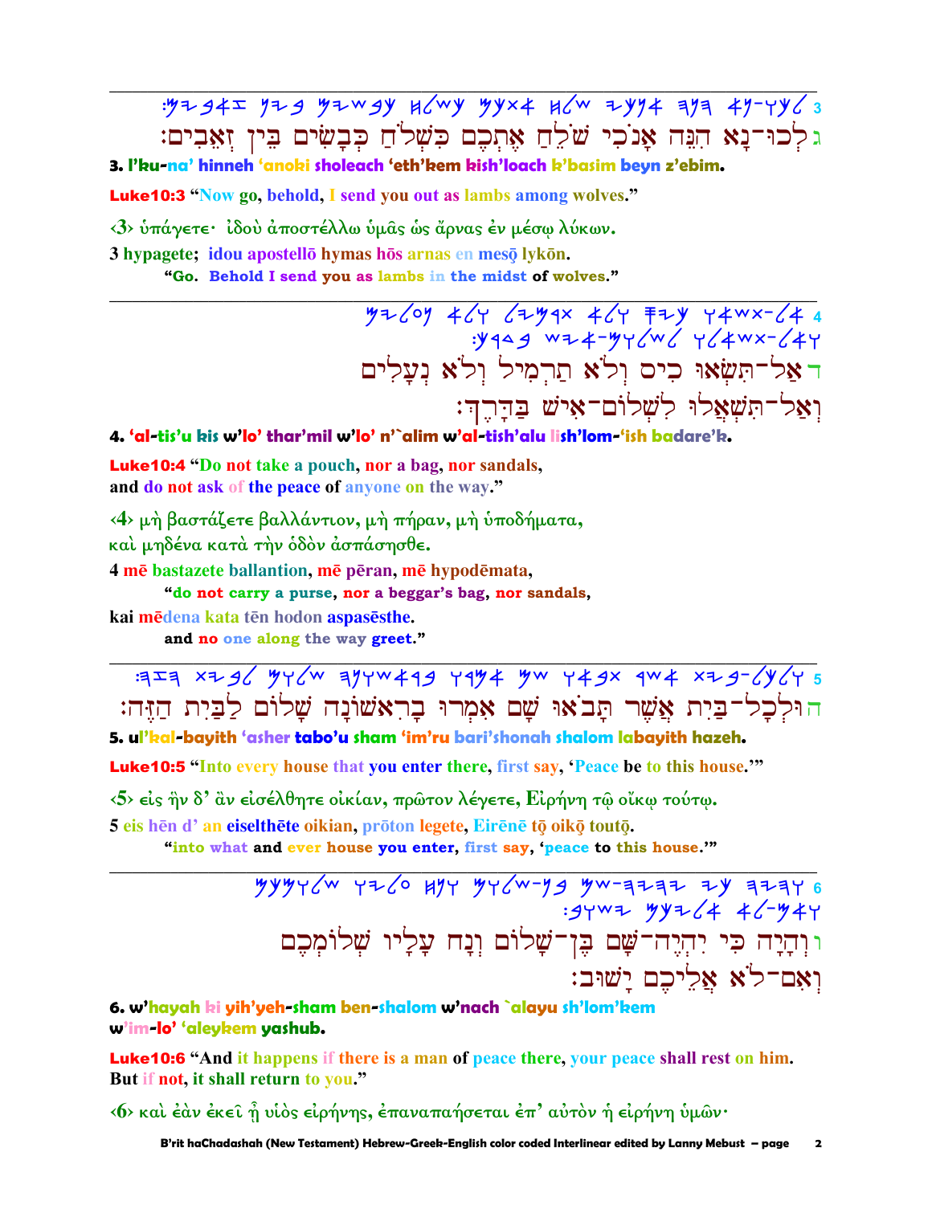3 :𐤌𐤉𐤁𐤀𐤆 𐤍𐤉𐤁 𐤌𐤉𐤔𐤁𐤊 𐤇𐤋𐤔𐤊 𐤌𐤊𐤕𐤀 𐤇𐤋𐤔 𐤉𐤊𐤍𐤀 𐤄𐤍𐤄 𐤀𐤍-𐤅𐤊𐤋

ג לְכוּ־נָא הִנֵּה אָנֹכִי שֹׁלֵחַ אֶתְכֶם כִּשְׁלֹחַ כְּבָשִׂים בֵּין זְאֵבִים׃

**3. l'ku-na' hinneh 'anoki sholeach 'eth'kem kish'loach k'basim beyn z'ebim.**

**Luke10:3 "Now go, behold, I send you out as lambs among wolves."**

‹3› ὑπάγετε· ἰδοὺ ἀποστέλλω ὑμᾶς ὡς ἄρνας ἐν μέσῳ λύκων.

**3 hypagete; idou apostellō hymas hōs arnas en mesō lykōn.**

**"Go. Behold I send you as lambs in the midst of wolves."**

---

4 𐤌𐤉𐤋𐤏𐤍 𐤀𐤋𐤅 𐤋𐤉𐤌𐤓𐤕 𐤀𐤋𐤅 𐤎𐤉𐤊 𐤅𐤀𐤔𐤕-𐤋𐤀
:𐤊𐤓𐤃𐤁 𐤔𐤉𐤀-𐤌𐤅𐤋𐤔𐤋 𐤅𐤋𐤀𐤔𐤕-𐤋𐤀𐤅

ד אַל־תִּשְׂאוּ כִיס וְלֹא תַרְמִיל וְלֹא נְעָלִים
וְאַל־תִּשְׁאֲלוּ לִשְׁלוֹם־אִישׁ בַּדָּרֶךְ׃

**4. 'al-tis'u kis w'lo' thar'mil w'lo' n'`alim w'al-tish'alu lish'lom-'ish badare'k.**

**Luke10:4 "Do not take a pouch, nor a bag, nor sandals,
and do not ask of the peace of anyone on the way."**

‹4› μὴ βαστάζετε βαλλάντιον, μὴ πήραν, μὴ ὑποδήματα,
καὶ μηδένα κατὰ τὴν ὁδὸν ἀσπάσησθε.

**4 mē bastazete ballantion, mē pēran, mē hypodēmata,**

**"do not carry a purse, nor a beggar's bag, nor sandals,**

**kai mēdena kata tēn hodon aspasēsthe.**

**and no one along the way greet."**

---

5 :𐤄𐤆𐤄 𐤕𐤉𐤁𐤋 𐤌𐤅𐤋𐤔 𐤄𐤍𐤅𐤔𐤀𐤓𐤁 𐤅𐤓𐤌𐤀 𐤌𐤔 𐤅𐤀𐤁𐤕 𐤓𐤔𐤀 𐤕𐤉𐤁-𐤋𐤊𐤋𐤅

ה וּלְכָל־בַּיִת אֲשֶׁר תָּבֹאוּ שָׁם אִמְרוּ בָרִאשׁוֹנָה שָׁלוֹם לַבַּיִת הַזֶּה׃

**5. ul'kal-bayith 'asher tabo'u sham 'im'ru bari'shonah shalom labayith hazeh.**

**Luke10:5 "Into every house that you enter there, first say, 'Peace be to this house.'"**

‹5› εἰς ἣν δ' ἂν εἰσέλθητε οἰκίαν, πρῶτον λέγετε, Εἰρήνη τῷ οἴκῳ τούτῳ.

**5 eis hēn d' an eiselthēte oikian, prōton legete, Eirēnē tō oikō toutō.**

**"into what and ever house you enter, first say, 'peace to this house.'"**

---

6 𐤌𐤊𐤌𐤅𐤋𐤔 𐤅𐤉𐤋𐤏 𐤇𐤍𐤅 𐤌𐤅𐤋𐤔-𐤍𐤁 𐤌𐤔-𐤄𐤉𐤄𐤉 𐤉𐤊 𐤄𐤉𐤄𐤅
:𐤁𐤅𐤔𐤉 𐤌𐤊𐤉𐤋𐤀 𐤀𐤋-𐤌𐤀𐤅

ו וְהָיָה כִּי יִהְיֶה־שָּׁם בֶּן־שָׁלוֹם וְנָח עָלָיו שְׁלוֹמְכֶם
וְאִם־לֹא אֲלֵיכֶם יָשׁוּב׃

**6. w'hayah ki yih'yeh-sham ben-shalom w'nach `alayu sh'lom'kem
w'im-lo' 'aleykem yashub.**

**Luke10:6 "And it happens if there is a man of peace there, your peace shall rest on him.
But if not, it shall return to you."**

‹6› καὶ ἐὰν ἐκεῖ ᾖ υἱὸς εἰρήνης, ἐπαναπαήσεται ἐπ' αὐτὸν ἡ εἰρήνη ὑμῶν·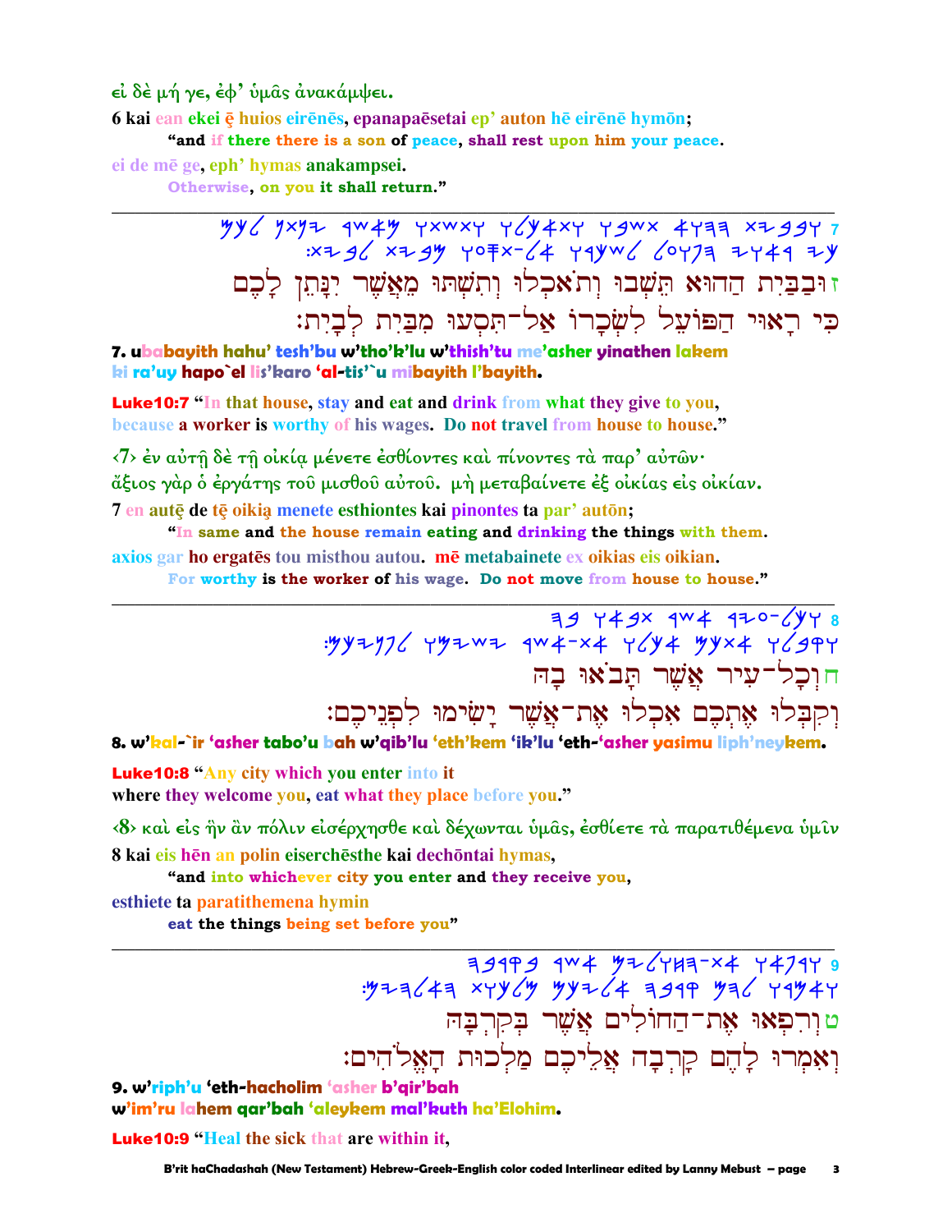εἰ δὲ μή γε, ἐφ' ὑμᾶς ἀνακάμψει.

6 kai ean ekei ē huios eirēnēs, epanapaēsetai ep' auton hē eirēnē hymōn;

"and if there there is a son of peace, shall rest upon him your peace.

ei de mē ge, eph' hymas anakampsei.

Otherwise, on you it shall return."

---

ז וּבַבַּיִת הַהוּא תֵּשְׁבוּ וְתֹאכְלוּ וְתִשְׁתּוּ מֵאֲשֶׁר יִנָּתֵן לָכֶם
כִּי רָאוּי הַפּוֹעֵל לִשְׂכָרוֹ אַל־תִּסְעוּ מִבַּיִת לְבָיִת׃

**7. ubabayith hahu' tesh'bu w'tho'k'lu w'thish'tu me'asher yinathen lakem ki ra'uy hapo`el lis'karo 'al-tis'`u mibayith l'bayith.**

**Luke10:7 "In that house, stay and eat and drink from what they give to you, because a worker is worthy of his wages. Do not travel from house to house."**

‹7› ἐν αὐτῇ δὲ τῇ οἰκίᾳ μένετε ἐσθίοντες καὶ πίνοντες τὰ παρ' αὐτῶν·
ἄξιος γὰρ ὁ ἐργάτης τοῦ μισθοῦ αὐτοῦ. μὴ μεταβαίνετε ἐξ οἰκίας εἰς οἰκίαν.

7 en autē de tē oikia menete esthiontes kai pinontes ta par' autōn;

"In same and the house remain eating and drinking the things with them.

axios gar ho ergatēs tou misthou autou. mē metabainete ex oikias eis oikian.

For worthy is the worker of his wage. Do not move from house to house."

---

ח וְכָל־עִיר אֲשֶׁר תָּבֹאוּ בָהּ
וְקִבְּלוּ אֶתְכֶם אִכְלוּ אֶת־אֲשֶׁר יָשִׂימוּ לִפְנֵיכֶם׃

**8. w'kal-`ir 'asher tabo'u bah w'qib'lu 'eth'kem 'ik'lu 'eth-'asher yasimu liph'neykem.**

**Luke10:8 "Any city which you enter into it where they welcome you, eat what they place before you."**

‹8› καὶ εἰς ἣν ἂν πόλιν εἰσέρχησθε καὶ δέχωνται ὑμᾶς, ἐσθίετε τὰ παρατιθέμενα ὑμῖν

8 kai eis hēn an polin eiserchēsthe kai dechōntai hymas,

"and into whichever city you enter and they receive you,

esthiete ta paratithemena hymin

eat the things being set before you"

---

ט וְרִפְאוּ אֶת־הַחוֹלִים אֲשֶׁר בְּקִרְבָּהּ
וְאִמְרוּ לָהֶם קָרְבָה אֲלֵיכֶם מַלְכוּת הָאֱלֹהִים׃

**9. w'riph'u 'eth-hacholim 'asher b'qir'bah w'im'ru lahem qar'bah 'aleykem mal'kuth ha'Elohim.**

**Luke10:9 "Heal the sick that are within it,**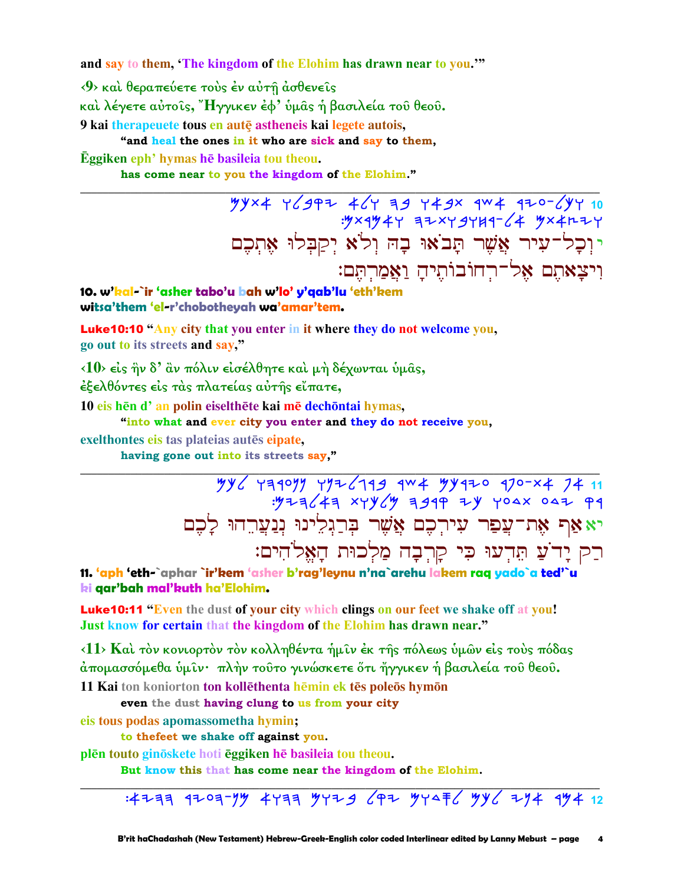and say to them, 'The kingdom of the Elohim has drawn near to you.'"

‹9› καὶ θεραπεύετε τοὺς ἐν αὐτῇ ἀσθενεῖς
καὶ λέγετε αὐτοῖς, Ἤγγικεν ἐφ' ὑμᾶς ἡ βασιλεία τοῦ θεοῦ.

9 kai therapeuete tous en autē astheneis kai legete autois,
"and heal the ones in it who are sick and say to them,

Ēggiken eph' hymas hē basileia tou theou.
has come near to you the kingdom of the Elohim."

---

10 וכל-עיר אשר תבאו בה ולא יקבלו אתכם
ויצאתם אל-רחובתיה ואמרתם:

י וְכָל־עִיר אֲשֶׁר תָּבֹאוּ בָהּ וְלֹא יְקַבְּלוּ אֶתְכֶם
וִיצָאתֶם אֶל־רְחוֹבוֹתֶיהָ וַאֲמַרְתֶּם:

**10. w'kal-`ir 'asher tabo'u bah w'lo' y'qab'lu 'eth'kem witsa'them 'el-r'chobotheyah wa'amar'tem.**

**Luke10:10** "Any city that you enter in it where they do not welcome you,
go out to its streets and say,"

‹10› εἰς ἣν δ' ἂν πόλιν εἰσέλθητε καὶ μὴ δέχωνται ὑμᾶς,
ἐξελθόντες εἰς τὰς πλατείας αὐτῆς εἴπατε,

10 eis hēn d' an polin eiselthēte kai mē dechōntai hymas,
"into what and ever city you enter and they do not receive you,

exelthontes eis tas plateias autēs eipate,
having gone out into its streets say,"

---

11 אף את-עפר עירכם אשר ברגלינו ננערהו לכם
רק ידע תדעו כי קרבה מלכות האלהים:

יא אַף אֶת־עֲפַר עִירְכֶם אֲשֶׁר בְּרַגְלֵינוּ נְנַעֲרֵהוּ לָכֶם
רַק יָדֹעַ תֵּדְעוּ כִּי קָרְבָה מַלְכוּת הָאֱלֹהִים:

**11. 'aph 'eth-`aphar `ir'kem 'asher b'rag'leynu n'na`arehu lakem raq yado`a ted'`u ki qar'bah mal'kuth ha'Elohim.**

**Luke10:11** "Even the dust of your city which clings on our feet we shake off at you!
Just know for certain that the kingdom of the Elohim has drawn near."

‹11› Καὶ τὸν κονιορτὸν τὸν κολληθέντα ἡμῖν ἐκ τῆς πόλεως ὑμῶν εἰς τοὺς πόδας
ἀπομασσόμεθα ὑμῖν· πλὴν τοῦτο γινώσκετε ὅτι ἤγγικεν ἡ βασιλεία τοῦ θεοῦ.

11 Kai ton koniorton ton kollēthenta hēmin ek tēs poleōs hymōn
even the dust having clung to us from your city

eis tous podas apomassometha hymin;
to thefeet we shake off against you.

plēn touto ginōskete hoti ēggiken hē basileia tou theou.
But know this that has come near the kingdom of the Elohim.

---

12 אמר אני לכם כי לסדם יקל ביום ההוא מן-העיר ההיא: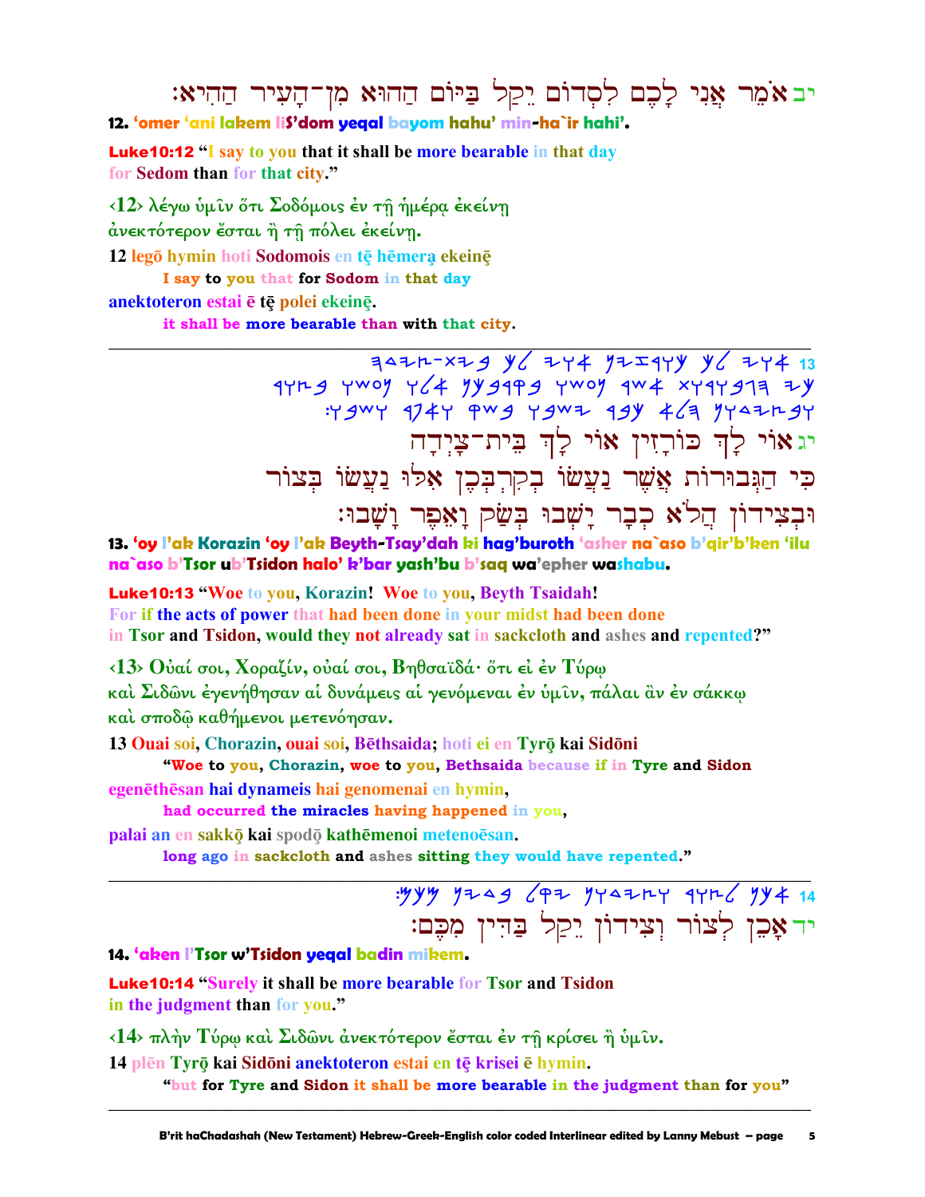יב אֹמֵר אֲנִי לָכֶם לִסְדוֹם יֵקַל בַּיּוֹם הַהוּא מִן־הָעִיר הַהִיא׃

**12. 'omer 'ani lakem liS'dom yeqal bayom hahu' min-ha`ir hahi'.**

**Luke10:12 "I say to you that it shall be more bearable in that day for Sedom than for that city."**

‹12› λέγω ὑμῖν ὅτι Σοδόμοις ἐν τῇ ἡμέρᾳ ἐκείνῃ ἀνεκτότερον ἔσται ἢ τῇ πόλει ἐκείνῃ.

12 legō hymin hoti Sodomois en tē hēmerą ekeinę

**I say to you that for Sodom in that day**

anektoteron estai ē tē polei ekeinę.

**it shall be more bearable than with that city.**

---

13 אוי לך כורזין אוי לך בית-צידה כי הגבורות אשר נעשו בקרבכן אלו נעשו בצור ובצידון הלא כבר ישבו בשק ואפר ושבו׃

יג אוֹי לָךְ כּוֹרָזִין אוֹי לָךְ בֵּית־צַיְדָה
כִּי הַגְּבוּרוֹת אֲשֶׁר נַעֲשׂוּ בְקִרְבְּכֶן אִלּוּ נַעֲשׂוּ בְּצוֹר
וּבְצִידוֹן הֲלֹא כְבָר יָשְׁבוּ בְּשַׂק וָאֵפֶר וָשָׁבוּ׃

**13. 'oy l'ak Korazin 'oy l'ak Beyth-Tsay'dah ki hag'buroth 'asher na`aso b'qir'b'ken 'ilu na`aso b'Tsor ub'Tsidon halo' k'bar yash'bu b'saq wa'epher washabu.**

**Luke10:13 "Woe to you, Korazin! Woe to you, Beyth Tsaidah! For if the acts of power that had been done in your midst had been done in Tsor and Tsidon, would they not already sat in sackcloth and ashes and repented?"**

‹13› Οὐαί σοι, Χοραζίν, οὐαί σοι, Βηθσαϊδά· ὅτι εἰ ἐν Τύρῳ καὶ Σιδῶνι ἐγενήθησαν αἱ δυνάμεις αἱ γενόμεναι ἐν ὑμῖν, πάλαι ἂν ἐν σάκκῳ καὶ σποδῷ καθήμενοι μετενόησαν.

13 Ouai soi, Chorazin, ouai soi, Bēthsaida; hoti ei en Tyrō kai Sidōni

**"Woe to you, Chorazin, woe to you, Bethsaida because if in Tyre and Sidon**

egenēthēsan hai dynameis hai genomenai en hymin,

**had occurred the miracles having happened in you,**

palai an en sakkō kai spodō kathēmenoi metenoēsan.

**long ago in sackcloth and ashes sitting they would have repented."**

---

14 אכן לצור וצידון יקל בדין מכם׃

יד אָכֵן לְצוֹר וְצִידוֹן יֵקַל בַּדִּין מִכֶּם׃

**14. 'aken l'Tsor w'Tsidon yeqal badin mikem.**

**Luke10:14 "Surely it shall be more bearable for Tsor and Tsidon in the judgment than for you."**

‹14› πλὴν Τύρῳ καὶ Σιδῶνι ἀνεκτότερον ἔσται ἐν τῇ κρίσει ἢ ὑμῖν.

14 plēn Tyrō kai Sidōni anektoteron estai en tē krisei ē hymin.

**"but for Tyre and Sidon it shall be more bearable in the judgment than for you"**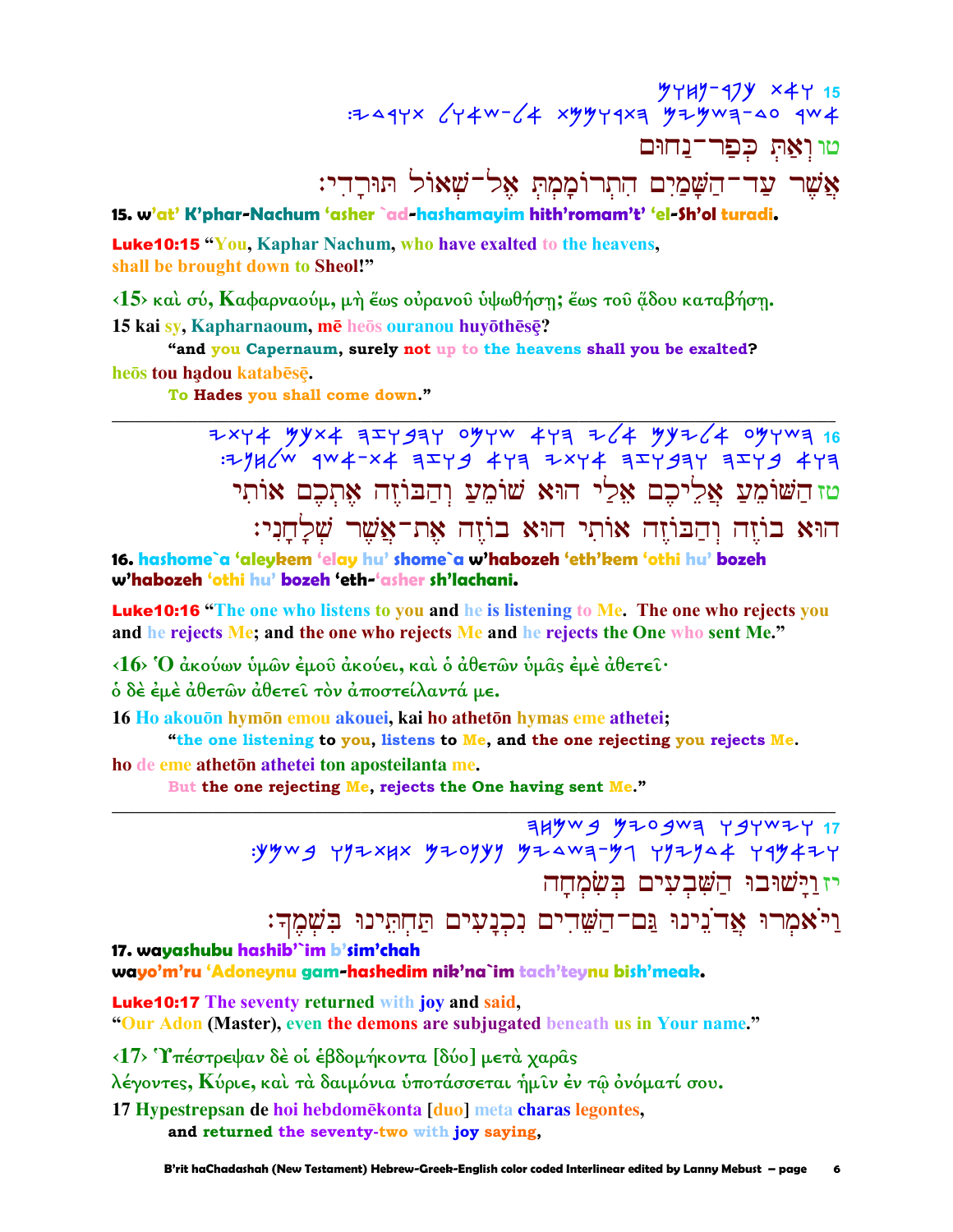טו וְאַתְּ כְּפַר־נַחוּם
אֲשֶׁר עַד־הַשָּׁמַיִם הִתְרוֹמַמְתְּ אֶל־שְׁאוֹל תּוּרָדִי׃

**15. w'at' K'phar-Nachum 'asher `ad-hashamayim hith'romam't' 'el-Sh'ol turadi.**

**Luke10:15** "You, Kaphar Nachum, who have exalted to the heavens,
shall be brought down to Sheol!"

‹15› καὶ σύ, Καφαρναούμ, μὴ ἕως οὐρανοῦ ὑψωθήσῃ; ἕως τοῦ ᾅδου καταβήσῃ.

**15 kai sy, Kapharnaoum, mē heōs ouranou huyōthēsē?**

**"and you Capernaum, surely not up to the heavens shall you be exalted?**

**heōs tou hądou katabēsē.**

**To Hades you shall come down."**

---

טז הַשּׁוֹמֵעַ אֲלֵיכֶם אֵלַי הוּא שׁוֹמֵעַ וְהַבּוֹזֶה אֶתְכֶם אוֹתִי
הוּא בּוֹזֶה וְהַבּוֹזֶה אוֹתִי הוּא בּוֹזֶה אֶת־אֲשֶׁר שְׁלָחָנִי׃

**16. hashome`a 'aleykem 'elay hu' shome`a w'habozeh 'eth'kem 'othi hu' bozeh w'habozeh 'othi hu' bozeh 'eth-'asher sh'lachani.**

**Luke10:16** "The one who listens to you and he is listening to Me. The one who rejects you and he rejects Me; and the one who rejects Me and he rejects the One who sent Me."

‹16› Ὁ ἀκούων ὑμῶν ἐμοῦ ἀκούει, καὶ ὁ ἀθετῶν ὑμᾶς ἐμὲ ἀθετεῖ·
ὁ δὲ ἐμὲ ἀθετῶν ἀθετεῖ τὸν ἀποστείλαντά με.

**16 Ho akouōn hymōn emou akouei, kai ho athetōn hymas eme athetei;**

**"the one listening to you, listens to Me, and the one rejecting you rejects Me.**

**ho de eme athetōn athetei ton aposteilanta me.**

**But the one rejecting Me, rejects the One having sent Me."**

---

יז וַיָּשׁוּבוּ הַשִּׁבְעִים בְּשִׂמְחָה
וַיֹּאמְרוּ אֲדֹנֵינוּ גַּם־הַשֵּׁדִים נִכְנָעִים תַּחְתֵּינוּ בִּשְׁמֶךָ׃

**17. wayashubu hashib'`im b'sim'chah**
**wayo'm'ru 'Adoneynu gam-hashedim nik'na`im tach'teynu bish'meak.**

**Luke10:17** The seventy returned with joy and said,
"Our Adon (Master), even the demons are subjugated beneath us in Your name."

‹17› Ὑπέστρεψαν δὲ οἱ ἑβδομήκοντα [δύο] μετὰ χαρᾶς
λέγοντες, Κύριε, καὶ τὰ δαιμόνια ὑποτάσσεται ἡμῖν ἐν τῷ ὀνόματί σου.

**17 Hypestrepsan de hoi hebdomēkonta [duo] meta charas legontes,**

**and returned the seventy-two with joy saying,**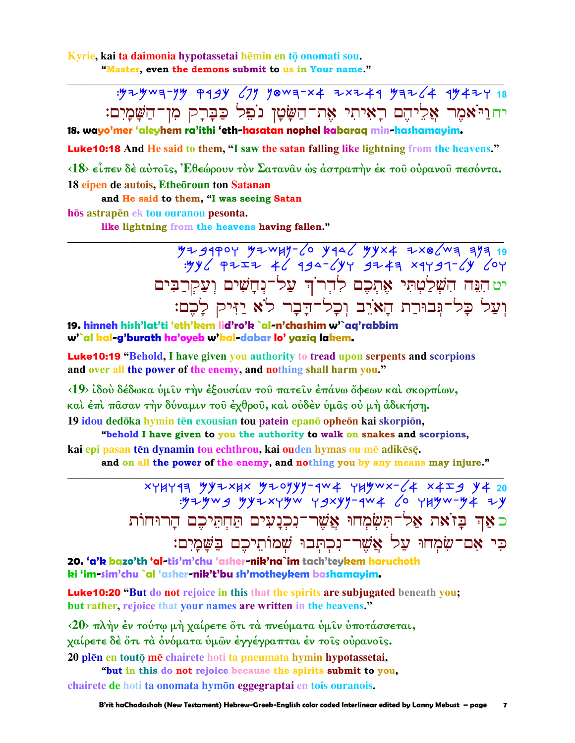Kyrie, kai ta daimonia hypotassetai hēmin en tō onomati sou.
"Master, even the demons submit to us in Your name."

---

:𐤌𐤉𐤌𐤔𐤄-𐤍𐤌 𐤒𐤓𐤁𐤊 𐤋𐤐𐤍 𐤍𐤈𐤔𐤄-𐤕𐤀 𐤉𐤕𐤉𐤀𐤓 𐤌𐤄𐤉𐤋𐤀 𐤓𐤌𐤀𐤉𐤅 18

יח וַיֹּאמֶר אֲלֵיהֶם רָאִיתִי אֶת־הַשָּׂטָן נֹפֵל כַּבָּרָק מִן־הַשָּׁמָיִם׃

**18. wayo'mer 'aleyhem ra'ithi 'eth-hasatan nophel kabaraq min-hashamayim.**

**Luke10:18** And He said to them, "I saw the satan falling like lightning from the heavens."

‹18› εἶπεν δὲ αὐτοῖς, Ἐθεώρουν τὸν Σατανᾶν ὡς ἀστραπὴν ἐκ τοῦ οὐρανοῦ πεσόντα.

18 eipen de autois, Etheōroun ton Satanan
and He said to them, "I was seeing Satan
hōs astrapēn ek tou ouranou pesonta.
like lightning from the heavens having fallen."

---

𐤌𐤉𐤁𐤓𐤒𐤏𐤅 𐤌𐤉𐤔𐤇𐤍-𐤋𐤏 𐤊𐤓𐤃𐤋 𐤌𐤊𐤕𐤀 𐤉𐤕𐤈𐤋𐤔𐤄 𐤄𐤍𐤄 19
:𐤌𐤊𐤋 𐤒𐤉𐤆𐤉 𐤀𐤋 𐤓𐤁𐤃-𐤋𐤊𐤅 𐤁𐤉𐤀𐤄 𐤕𐤓𐤅𐤁𐤂-𐤋𐤊 𐤋𐤏𐤅

יט הִנֵּה הִשְׁלַטְתִּי אֶתְכֶם לִדְרֹךְ עַל־נְחָשִׁים וְעַקְרַבִּים
וְעַל כָּל־גְּבוּרַת הָאֹיֵב וְכָל־דָּבָר לֹא יַזִּיק לָכֶם׃

**19. hinneh hish'lat'ti 'eth'kem lid'ro'k `al-n'chashim w'`aq'rabbim**
**w'`al kal-g'burath ha'oyeb w'kal-dabar lo' yaziq lakem.**

**Luke10:19** "Behold, I have given you authority to tread upon serpents and scorpions and over all the power of the enemy, and nothing shall harm you."

‹19› ἰδοὺ δέδωκα ὑμῖν τὴν ἐξουσίαν τοῦ πατεῖν ἐπάνω ὄφεων καὶ σκορπίων,
καὶ ἐπὶ πᾶσαν τὴν δύναμιν τοῦ ἐχθροῦ, καὶ οὐδὲν ὑμᾶς οὐ μὴ ἀδικήσῃ.

19 idou dedōka hymin tēn exousian tou patein epanō opheōn kai skorpiōn,
"behold I have given to you the authority to walk on snakes and scorpions,
kai epi pasan tēn dynamin tou echthrou, kai ouden hymas ou mē adikēsē.
and on all the power of the enemy, and nothing you by any means may injure."

---

𐤕𐤅𐤇𐤅𐤓𐤄 𐤌𐤊𐤉𐤕𐤇𐤕 𐤌𐤉𐤏𐤍𐤊𐤍-𐤓𐤔𐤀 𐤅𐤇𐤌𐤔𐤕-𐤋𐤀 𐤕𐤀𐤆𐤁 𐤊𐤀 20
:𐤌𐤉𐤌𐤔𐤁 𐤌𐤊𐤉𐤕𐤅𐤌𐤔 𐤅𐤁𐤕𐤊𐤍-𐤓𐤔𐤀 𐤋𐤏 𐤅𐤇𐤌𐤔-𐤌𐤀 𐤉𐤊

כ אַךְ בְּזֹאת אַל־תִּשְׂמְחוּ אֲשֶׁר־נִכְנָעִים תַּחְתֵּיכֶם הָרוּחוֹת
כִּי אִם־שִׂמְחוּ עַל אֲשֶׁר־נִכְתְּבוּ שְׁמוֹתֵיכֶם בַּשָּׁמָיִם׃

**20. 'a'k bazo'th 'al-tis'm'chu 'asher-nik'na`im tach'teykem haruchoth**
**ki 'im-sim'chu `al 'asher-nik't'bu sh'motheykem bashamayim.**

**Luke10:20** "But do not rejoice in this that the spirits are subjugated beneath you; but rather, rejoice that your names are written in the heavens."

‹20› πλὴν ἐν τούτῳ μὴ χαίρετε ὅτι τὰ πνεύματα ὑμῖν ὑποτάσσεται,
χαίρετε δὲ ὅτι τὰ ὀνόματα ὑμῶν ἐγγέγραπται ἐν τοῖς οὐρανοῖς.

20 plēn en toutō mē chairete hoti ta pneumata hymin hypotassetai,
"but in this do not rejoice because the spirits submit to you,
chairete de hoti ta onomata hymōn eggegraptai en tois ouranois.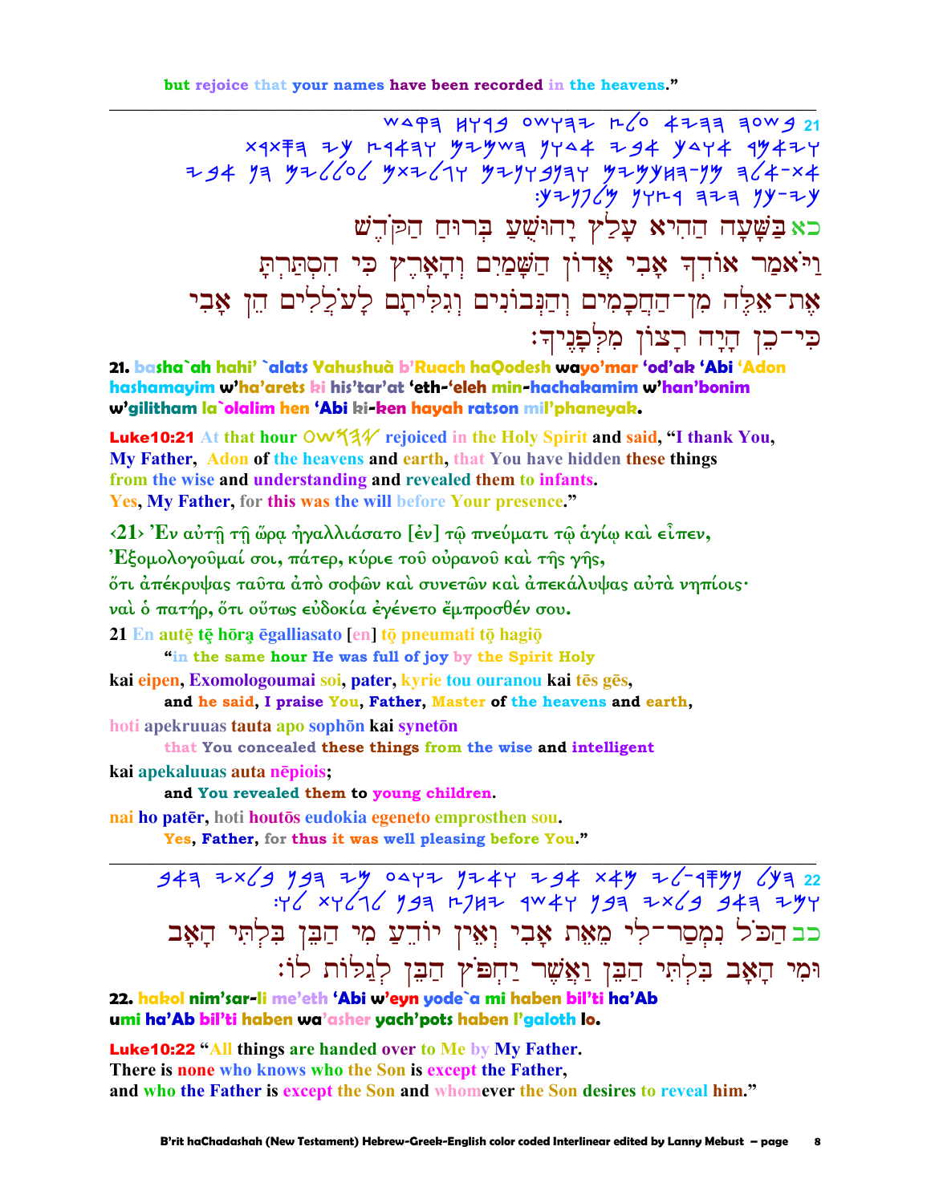but rejoice that your names have been recorded in the heavens."

---

21 [Paleo-Hebrew text]

כא בַּשָּׁעָה הַהִיא עָלַץ יָהוּשֻׁעַ בְּרוּחַ הַקֹּדֶשׁ
וַיֹּאמַר אוֹדְךָ אָבִי אֲדוֹן הַשָּׁמַיִם וְהָאָרֶץ כִּי הִסְתַּרְתָּ
אֶת־אֵלֶּה מִן־הַחֲכָמִים וְהַנְּבוֹנִים וְגִלִּיתָם לָעֹלָלִים הֵן אָבִי
כִּי־כֵן הָיָה רָצוֹן מִלְּפָנֶיךָ׃

**21. basha`ah hahi' `alats Yahushuà b'Ruach haQodesh wayo'mar 'od'ak 'Abi 'Adon hashamayim w'ha'arets ki his'tar'at 'eth-'eleh min-hachakamim w'han'bonim w'gilitham la`olalim hen 'Abi ki-ken hayah ratson mil'phaneyak.**

**Luke10:21** At that hour OWSHY rejoiced in the Holy Spirit and said, "I thank You, My Father, Adon of the heavens and earth, that You have hidden these things from the wise and understanding and revealed them to infants. Yes, My Father, for this was the will before Your presence."

‹21› Ἐν αὐτῇ τῇ ὥρᾳ ἠγαλλιάσατο [ἐν] τῷ πνεύματι τῷ ἁγίῳ καὶ εἶπεν,
Ἐξομολογοῦμαί σοι, πάτερ, κύριε τοῦ οὐρανοῦ καὶ τῆς γῆς,
ὅτι ἀπέκρυψας ταῦτα ἀπὸ σοφῶν καὶ συνετῶν καὶ ἀπεκάλυψας αὐτὰ νηπίοις·
ναὶ ὁ πατήρ, ὅτι οὕτως εὐδοκία ἐγένετο ἔμπροσθέν σου.

**21** En autē tē hōra ēgalliasato [en] tō pneumati tō hagiō
"in the same hour He was full of joy by the Spirit Holy
kai eipen, Exomologoumai soi, pater, kyrie tou ouranou kai tēs gēs,
and he said, I praise You, Father, Master of the heavens and earth,
hoti apekruuas tauta apo sophōn kai synetōn
that You concealed these things from the wise and intelligent
kai apekaluuas auta nēpiois;
and You revealed them to young children.
nai ho patēr, hoti houtōs eudokia egeneto emprosthen sou.
Yes, Father, for thus it was well pleasing before You."

---

22 [Paleo-Hebrew text]

כב הַכֹּל נִמְסַר־לִי מֵאֵת אָבִי וְאֵין יוֹדֵעַ מִי הַבֵּן בִּלְתִּי הָאָב
וּמִי הָאָב בִּלְתִּי הַבֵּן וַאֲשֶׁר יַחְפֹּץ הַבֵּן לְגַלּוֹת לוֹ׃

**22. hakol nim'sar-li me'eth 'Abi w'eyn yode`a mi haben bil'ti ha'Ab umi ha'Ab bil'ti haben wa'asher yach'pots haben l'galoth lo.**

**Luke10:22** "All things are handed over to Me by My Father. There is none who knows who the Son is except the Father, and who the Father is except the Son and whomever the Son desires to reveal him."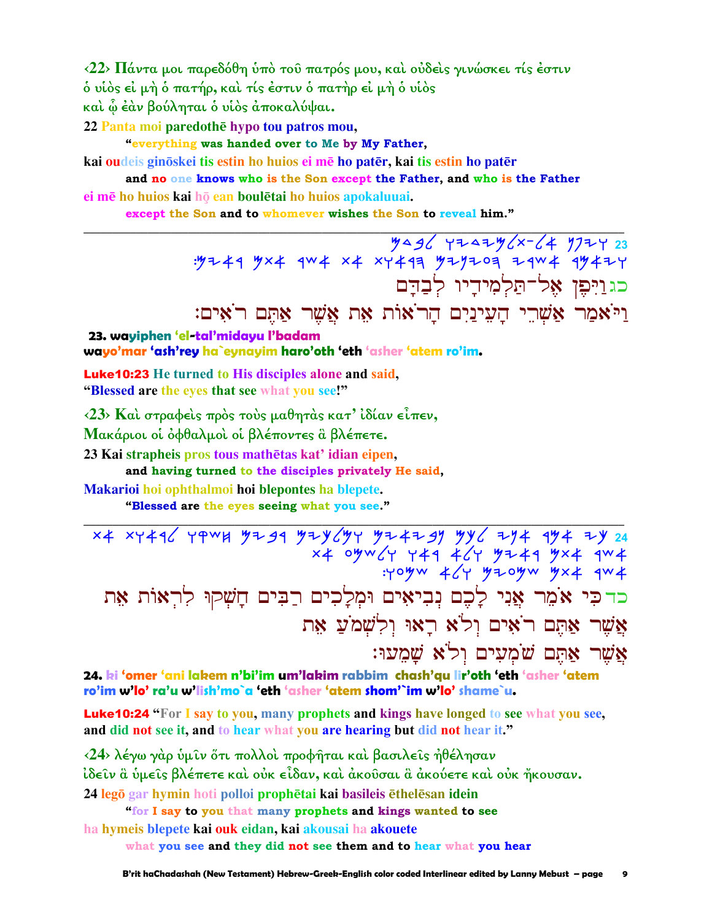‹22› Πάντα μοι παρεδόθη ὑπὸ τοῦ πατρός μου, καὶ οὐδεὶς γινώσκει τίς ἐστιν ὁ υἱὸς εἰ μὴ ὁ πατήρ, καὶ τίς ἐστιν ὁ πατὴρ εἰ μὴ ὁ υἱὸς καὶ ᾧ ἐὰν βούληται ὁ υἱὸς ἀποκαλύψαι.

22 Panta moi paredothē hypo tou patros mou,
"everything was handed over to Me by My Father,
kai oudeis ginōskei tis estin ho huios ei mē ho patēr, kai tis estin ho patēr
and no one knows who is the Son except the Father, and who is the Father
ei mē ho huios kai hō ean boulētai ho huios apokaluuai.
except the Son and to whomever wishes the Son to reveal him."

---

כג וַיִּפֶן אֶל־תַּלְמִידָיו לְבַדָּם
וַיֹּאמַר אַשְׁרֵי הָעֵינַיִם הָרֹאוֹת אֵת אֲשֶׁר אַתֶּם רֹאִים׃

**23. wayiphen 'el-tal'midayu l'badam**
**wayo'mar 'ash'rey ha`eynayim haro'oth 'eth 'asher 'atem ro'im.**

Luke10:23 He turned to His disciples alone and said,
"Blessed are the eyes that see what you see!"

‹23› Καὶ στραφεὶς πρὸς τοὺς μαθητὰς κατ' ἰδίαν εἶπεν,
Μακάριοι οἱ ὀφθαλμοὶ οἱ βλέποντες ἃ βλέπετε.

23 Kai strapheis pros tous mathētas kat' idian eipen,
and having turned to the disciples privately He said,
Makarioi hoi ophthalmoi hoi blepontes ha blepete.
"Blessed are the eyes seeing what you see."

---

כד כִּי אֹמֵר אֲנִי לָכֶם נְבִיאִים וּמְלָכִים רַבִּים חָשְׁקוּ לִרְאוֹת אֵת אֲשֶׁר אַתֶּם רֹאִים וְלֹא רָאוּ וְלִשְׁמֹעַ אֵת אֲשֶׁר אַתֶּם שֹׁמְעִים וְלֹא שָׁמֵעוּ׃

**24. ki 'omer 'ani lakem n'bi'im um'lakim rabbim chash'qu lir'oth 'eth 'asher 'atem ro'im w'lo' ra'u w'lish'mo`a 'eth 'asher 'atem shom'`im w'lo' shame`u.**

Luke10:24 "For I say to you, many prophets and kings have longed to see what you see, and did not see it, and to hear what you are hearing but did not hear it."

‹24› λέγω γὰρ ὑμῖν ὅτι πολλοὶ προφῆται καὶ βασιλεῖς ἠθέλησαν ἰδεῖν ἃ ὑμεῖς βλέπετε καὶ οὐκ εἶδαν, καὶ ἀκοῦσαι ἃ ἀκούετε καὶ οὐκ ἤκουσαν.

24 legō gar hymin hoti polloi prophētai kai basileis ēthelēsan idein
"for I say to you that many prophets and kings wanted to see
ha hymeis blepete kai ouk eidan, kai akousai ha akouete
what you see and they did not see them and to hear what you hear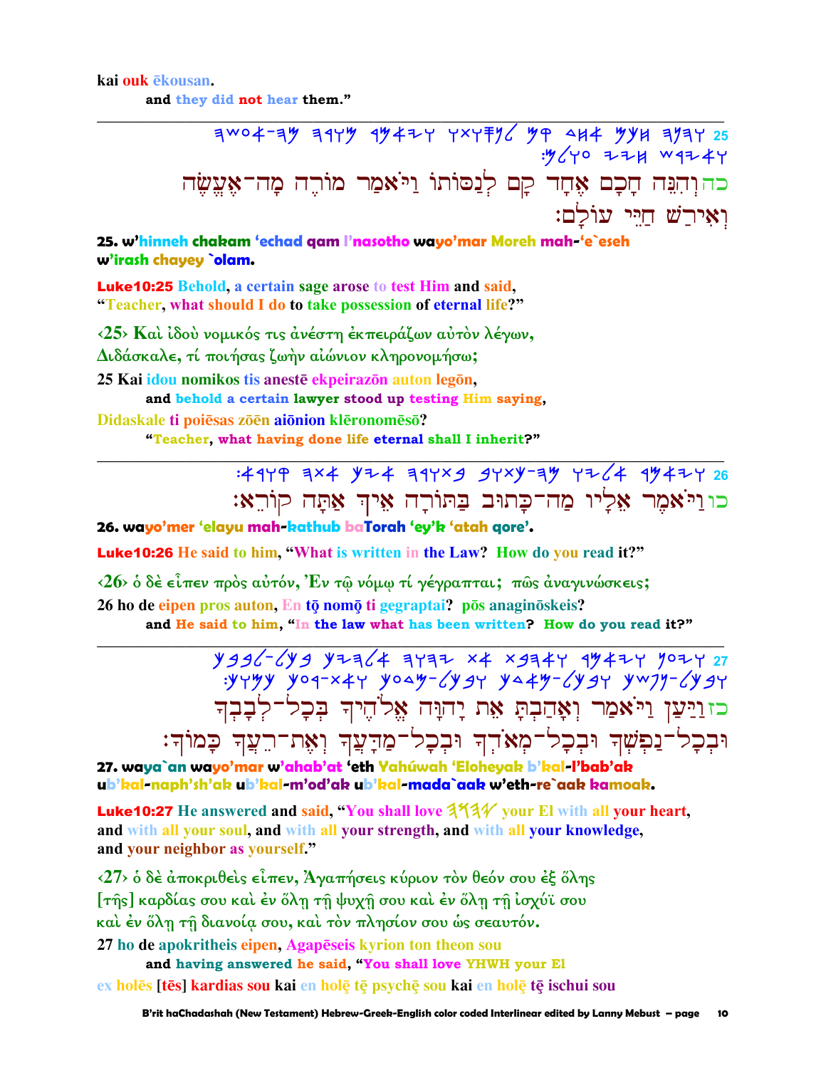kai ouk ēkousan.

and they did not hear them."

---

כה וְהִנֵּה חָכָם אֶחָד קָם לְנַסּוֹתוֹ וַיֹּאמַר מוֹרֶה מָה־אֶעֱשֶׂה וְאִירַשׁ חַיֵּי עוֹלָם׃

**25. w'hinneh chakam 'echad qam l'nasotho wayo'mar Moreh mah-'e`eseh w'irash chayey `olam.**

Luke10:25 Behold, a certain sage arose to test Him and said, "Teacher, what should I do to take possession of eternal life?"

‹25› Καὶ ἰδοὺ νομικός τις ἀνέστη ἐκπειράζων αὐτὸν λέγων, Διδάσκαλε, τί ποιήσας ζωὴν αἰώνιον κληρονομήσω;

25 Kai idou nomikos tis anestē ekpeirazōn auton legōn,
**and behold a certain lawyer stood up testing Him saying,**

Didaskale ti poiēsas zōēn aiōnion klēronomēsō?
**"Teacher, what having done life eternal shall I inherit?"**

---

כו וַיֹּאמֶר אֵלָיו מַה־כָּתוּב בַּתּוֹרָה אֵיךְ אַתָּה קוֹרֵא׃

**26. wayo'mer 'elayu mah-kathub baTorah 'ey'k 'atah qore'.**

Luke10:26 He said to him, "What is written in the Law? How do you read it?"

‹26› ὁ δὲ εἶπεν πρὸς αὐτόν, Ἐν τῷ νόμῳ τί γέγραπται; πῶς ἀναγινώσκεις;

26 ho de eipen pros auton, En tō nomō ti gegraptai? pōs anaginōskeis?
**and He said to him, "In the law what has been written? How do you read it?"**

---

כז וַיַּעַן וַיֹּאמַר וְאָהַבְתָּ אֵת יָהוָּה אֱלֹהֶיךָ בְּכָל־לְבָבְךָ וּבְכָל־נַפְשְׁךָ וּבְכָל־מְאֹדֶךָ וּבְכָל־מַדָּעֲךָ וְאֶת־רֵעֲךָ כָּמוֹךָ׃

**27. waya`an wayo'mar w'ahab'at 'eth Yahúwah 'Eloheyak b'kal-l'bab'ak ub'kal-naph'sh'ak ub'kal-m'od'ak ub'kal-mada`aak w'eth-re`aak kamoak.**

Luke10:27 He answered and said, "You shall love 𐤄𐤅𐤄𐤉 your El with all your heart, and with all your soul, and with all your strength, and with all your knowledge, and your neighbor as yourself."

‹27› ὁ δὲ ἀποκριθεὶς εἶπεν, Ἀγαπήσεις κύριον τὸν θεόν σου ἐξ ὅλης [τῆς] καρδίας σου καὶ ἐν ὅλῃ τῇ ψυχῇ σου καὶ ἐν ὅλῃ τῇ ἰσχύϊ σου καὶ ἐν ὅλῃ τῇ διανοίᾳ σου, καὶ τὸν πλησίον σου ὡς σεαυτόν.

27 ho de apokritheis eipen, Agapēseis kyrion ton theon sou
**and having answered he said, "You shall love YHWH your El**

ex holēs [tēs] kardias sou kai en holē tē psychē sou kai en holē tē ischui sou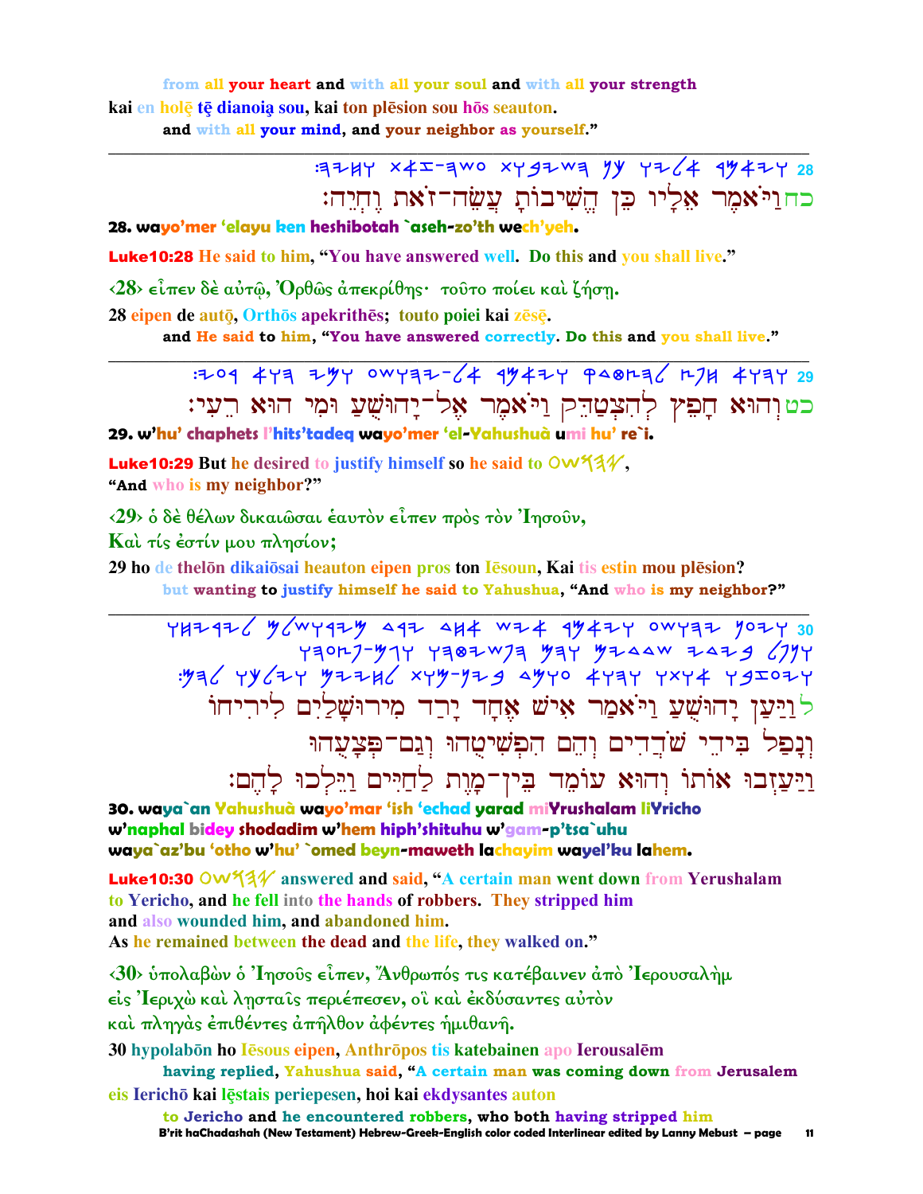from all your heart and with all your soul and with all your strength

kai en holē tē dianoią sou, kai ton plēsion sou hōs seauton.

and with all your mind, and your neighbor as yourself."

---

28 ויאמר אליו כן השיבות עשה-זאת וחיה:

כחוַיֹּאמֶר אֵלָיו כֵּן הֱשִׁיבוֹתָ עֲשֵׂה־זֹאת וֶחְיֵה׃

**28. wayo'mer 'elayu ken heshibotah `aseh-zo'th wech'yeh.**

**Luke10:28 He said to him, "You have answered well. Do this and you shall live."**

‹28› εἶπεν δὲ αὐτῷ, Ὀρθῶς ἀπεκρίθης· τοῦτο ποίει καὶ ζήσῃ.

**28 eipen de autō, Orthōs apekrithēs; touto poiei kai zēsē.**

**and He said to him, "You have answered correctly. Do this and you shall live."**

---

29 והוא חפץ להצטדק ויאמר אל-יהושע ומי הוא רעי:

כטוְהוּא חָפֵץ לְהִצְטַדֵּק וַיֹּאמֶר אֶל־יָהוּשֻׁעַ וּמִי הוּא רֵעִי׃

**29. w'hu' chaphets l'hits'tadeq wayo'mer 'el-Yahushuà umi hu' re`i.**

**Luke10:29 But he desired to justify himself so he said to יהושע, "And who is my neighbor?"**

‹29› ὁ δὲ θέλων δικαιῶσαι ἑαυτὸν εἶπεν πρὸς τὸν Ἰησοῦν, Καὶ τίς ἐστίν μου πλησίον;

**29 ho de thelōn dikaiōsai heauton eipen pros ton Iēsoun, Kai tis estin mou plēsion?**

**but wanting to justify himself he said to Yahushua, "And who is my neighbor?"**

---

30 ויען יהושע ויאמר איש אחד ירד מירושלים ליריחו ונפל בידי שדדים והם הפשיטהו וגם-פצעהו ויעזבו אותו והוא עומד בין-מות לחיים וילכו להם:

לוַיַּעַן יָהוּשֻׁעַ וַיֹּאמַר אִישׁ אֶחָד יָרַד מִירוּשָׁלַיִם לִירִיחוֹ וְנָפַל בִּידֵי שֹׁדְדִים וְהֵם הִפְשִׁיטֻהוּ וְגַם־פְּצָעֻהוּ וַיַּעַזְבוּ אוֹתוֹ וְהוּא עוֹמֵד בֵּין־מָוֶת לַחַיִּים וַיֵּלְכוּ לָהֶם׃

**30. waya`an Yahushuà wayo'mar 'ish 'echad yarad miYrushalam liYricho w'naphal bidey shodadim w'hem hiph'shituhu w'gam-p'tsa`uhu waya`az'bu 'otho w'hu' `omed beyn-maweth lachayim wayel'ku lahem.**

**Luke10:30 יהושע answered and said, "A certain man went down from Yerushalam to Yericho, and he fell into the hands of robbers. They stripped him and also wounded him, and abandoned him. As he remained between the dead and the life, they walked on."**

‹30› ὑπολαβὼν ὁ Ἰησοῦς εἶπεν, Ἄνθρωπός τις κατέβαινεν ἀπὸ Ἰερουσαλὴμ εἰς Ἰεριχὼ καὶ λῃσταῖς περιέπεσεν, οἳ καὶ ἐκδύσαντες αὐτὸν καὶ πληγὰς ἐπιθέντες ἀπῆλθον ἀφέντες ἡμιθανῆ.

**30 hypolabōn ho Iēsous eipen, Anthrōpos tis katebainen apo Ierousalēm**

**having replied, Yahushua said, "A certain man was coming down from Jerusalem**

**eis Ierichō kai lēstais periepesen, hoi kai ekdysantes auton**

**to Jericho and he encountered robbers, who both having stripped him**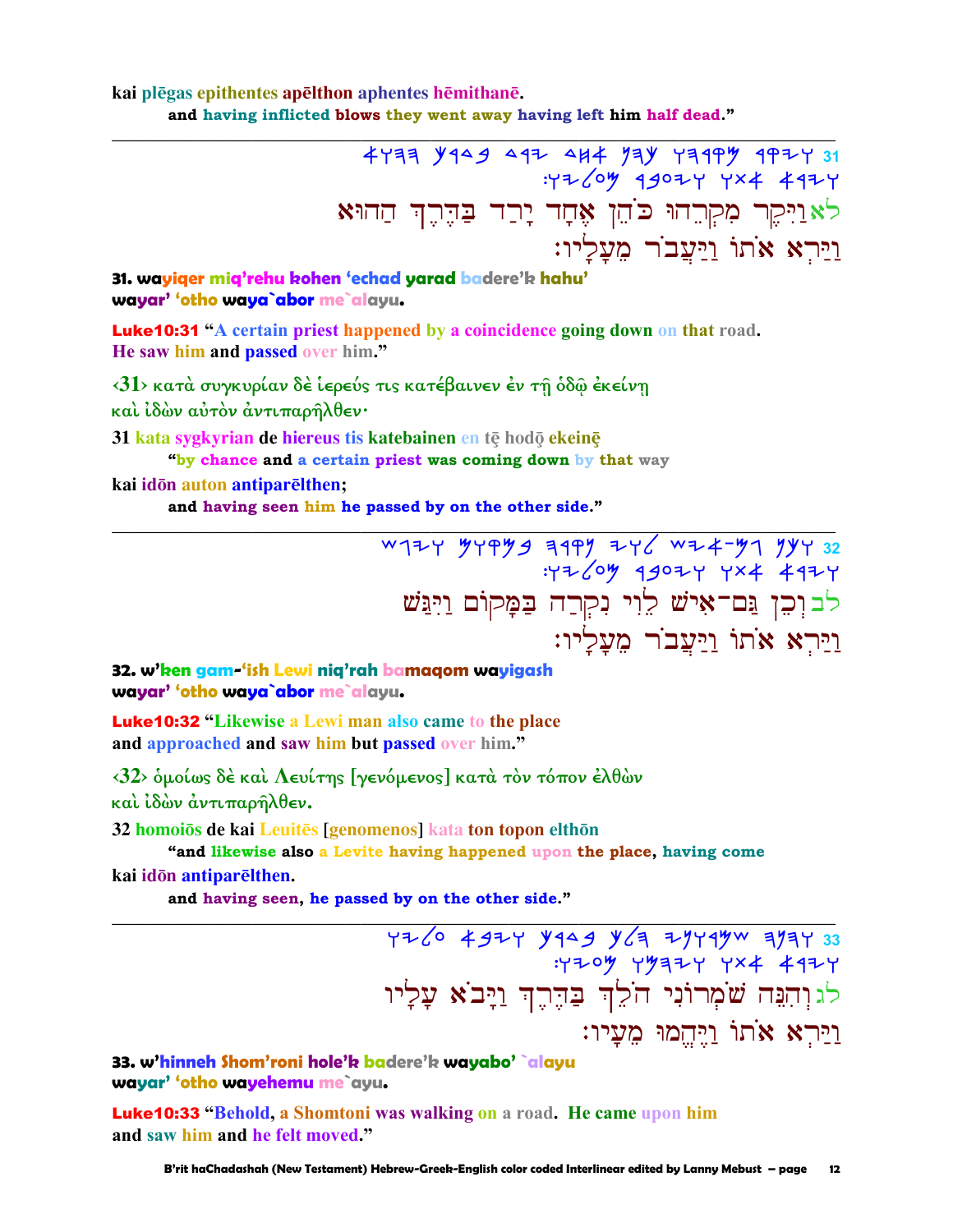kai plēgas epithentes apēlthon aphentes hēmithanē.

and having inflicted blows they went away having left him half dead."

---

לאוַיִּקֶר מִקְרֵהוּ כֹּהֵן אֶחָד יָרַד בַּדֶּרֶךְ הַהוּא
וַיַּרְא אֹתוֹ וַיַּעֲבֹר מֵעָלָיו׃

**31. wayiqer miq'rehu kohen 'echad yarad badere'k hahu'**
**wayar' 'otho waya`abor me`alayu.**

**Luke10:31** "A certain priest happened by a coincidence going down on that road.
He saw him and passed over him."

‹31› κατὰ συγκυρίαν δὲ ἱερεύς τις κατέβαινεν ἐν τῇ ὁδῷ ἐκείνῃ
καὶ ἰδὼν αὐτὸν ἀντιπαρῆλθεν·

31 kata sygkyrian de hiereus tis katebainen en tē hodō ekeinē

"by chance and a certain priest was coming down by that way

kai idōn auton antiparēlthen;

and having seen him he passed by on the other side."

---

לבוְכֵן גַּם־אִישׁ לֵוִי נִקְרָה בַּמָּקוֹם וַיִּגַּשׁ
וַיַּרְא אֹתוֹ וַיַּעֲבֹר מֵעָלָיו׃

**32. w'ken gam-'ish Lewi niq'rah bamaqom wayigash**
**wayar' 'otho waya`abor me`alayu.**

**Luke10:32** "Likewise a Lewi man also came to the place
and approached and saw him but passed over him."

‹32› ὁμοίως δὲ καὶ Λευίτης [γενόμενος] κατὰ τὸν τόπον ἐλθὼν
καὶ ἰδὼν ἀντιπαρῆλθεν.

32 homoiōs de kai Leuitēs [genomenos] kata ton topon elthōn

"and likewise also a Levite having happened upon the place, having come

kai idōn antiparēlthen.

and having seen, he passed by on the other side."

---

לגוְהִנֵּה שֹׁמְרוֹנִי הֹלֵךְ בַּדֶּרֶךְ וַיָּבֹא עָלָיו
וַיַּרְא אֹתוֹ וַיֶּהֱמוּ מֵעָיו׃

**33. w'hinneh Shom'roni hole'k badere'k wayabo' `alayu**
**wayar' 'otho wayehemu me`ayu.**

**Luke10:33** "Behold, a Shomtoni was walking on a road. He came upon him
and saw him and he felt moved."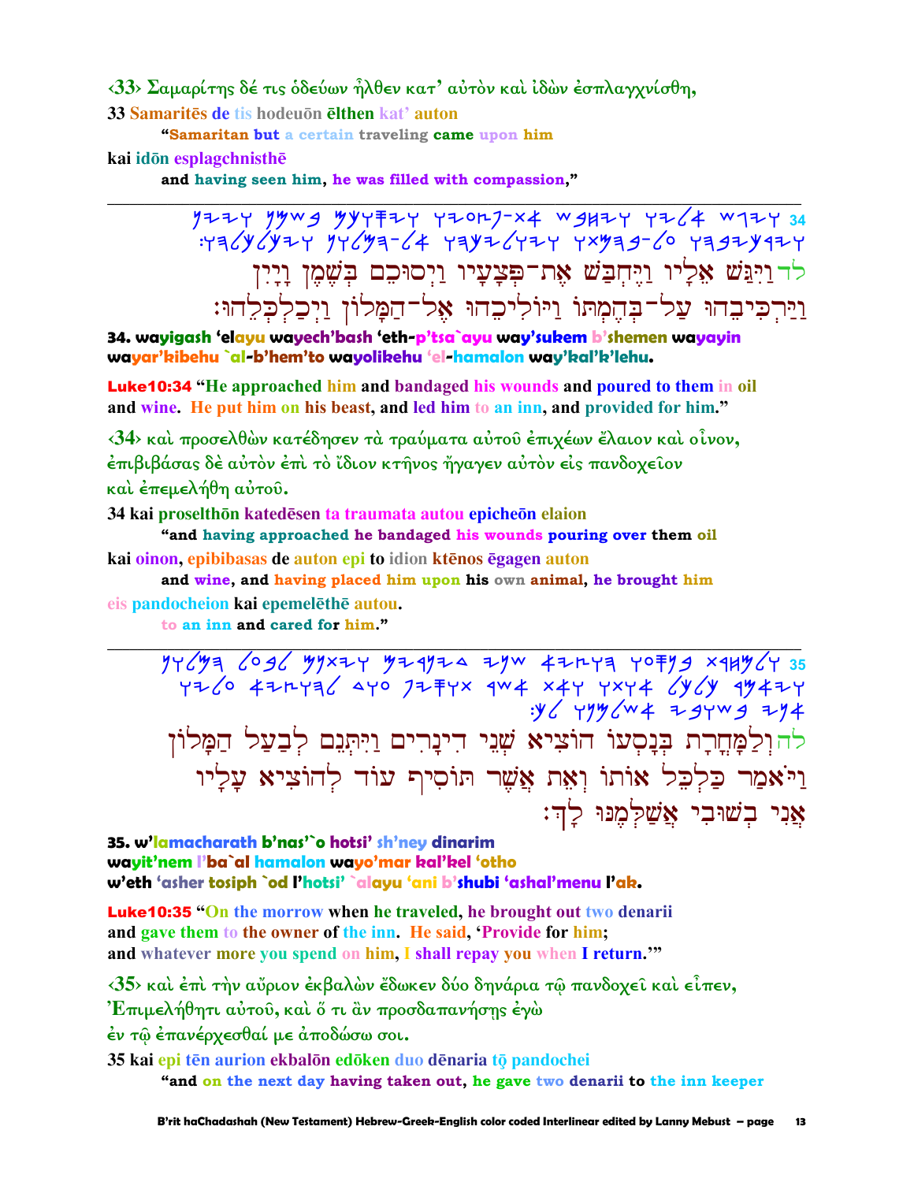‹33› Σαμαρίτης δέ τις ὁδεύων ἦλθεν κατ᾽ αὐτὸν καὶ ἰδὼν ἐσπλαγχνίσθη,

33 Samaritēs de tis hodeuōn ēlthen kat' auton

"Samaritan but a certain traveling came upon him

kai idōn esplagchnisthē

and having seen him, he was filled with compassion,"

---

34 ויגש אליו ויחבש את־פצעיו ויסוכם בשמן ויין ויר־כיבהו על־בהמתו ויוליכהו אל־המלון ויכלכלהו׃

לד וַיִּגַּשׁ אֵלָיו וַיֶּחְבַּשׁ אֶת־פְּצָעָיו וַיְסוּכֵם בְּשֶׁמֶן וָיָיִן וַיַּרְכִּיבֵהוּ עַל־בְּהֶמְתּוֹ וַיּוֹלִיכֵהוּ אֶל־הַמָּלוֹן וַיְכַלְכְּלֵהוּ׃

**34. wayigash 'elayu wayech'bash 'eth-p'tsa`ayu way'sukem b'shemen wayayin wayar'kibehu `al-b'hem'to wayolikehu 'el-hamalon way'kal'k'lehu.**

**Luke10:34** "He approached him and bandaged his wounds and poured to them in oil and wine. He put him on his beast, and led him to an inn, and provided for him."

‹34› καὶ προσελθὼν κατέδησεν τὰ τραύματα αὐτοῦ ἐπιχέων ἔλαιον καὶ οἶνον, ἐπιβιβάσας δὲ αὐτὸν ἐπὶ τὸ ἴδιον κτῆνος ἤγαγεν αὐτὸν εἰς πανδοχεῖον καὶ ἐπεμελήθη αὐτοῦ.

34 kai proselthōn katedēsen ta traumata autou epicheōn elaion

"and having approached he bandaged his wounds pouring over them oil

kai oinon, epibibasas de auton epi to idion ktēnos ēgagen auton

and wine, and having placed him upon his own animal, he brought him

eis pandocheion kai epemelēthē autou.

to an inn and cared for him."

---

35 ולמחרת בנסעו הוציא שני דינרים ויתנם לבעל המלון ויאמר כלכל אותו ואת אשר תוסיף עוד להוציא עליו אני בשובי אשלמנו לך׃

לה וְלַמָּחֳרָת בְּנָסְעוֹ הוֹצִיא שְׁנֵי דִינָרִים וַיִּתְּנֵם לְבַעַל הַמָּלוֹן וַיֹּאמַר כַּלְכֵּל אוֹתוֹ וְאֵת אֲשֶׁר תּוֹסִיף עוֹד לְהוֹצִיא עָלָיו אֲנִי בְּשׁוּבִי אֲשַׁלְּמֶנּוּ לָךְ׃

**35. w'lamacharath b'nas'`o hotsi' sh'ney dinarim wayit'nem l'ba`al hamalon wayo'mar kal'kel 'otho w'eth 'asher tosiph `od l'hotsi' `alayu 'ani b'shubi 'ashal'menu l'ak.**

**Luke10:35** "On the morrow when he traveled, he brought out two denarii and gave them to the owner of the inn. He said, 'Provide for him; and whatever more you spend on him, I shall repay you when I return.'"

‹35› καὶ ἐπὶ τὴν αὔριον ἐκβαλὼν ἔδωκεν δύο δηνάρια τῷ πανδοχεῖ καὶ εἶπεν, Ἐπιμελήθητι αὐτοῦ, καὶ ὅ τι ἂν προσδαπανήσῃς ἐγὼ ἐν τῷ ἐπανέρχεσθαί με ἀποδώσω σοι.

35 kai epi tēn aurion ekbalōn edōken duo dēnaria tō pandochei

"and on the next day having taken out, he gave two denarii to the inn keeper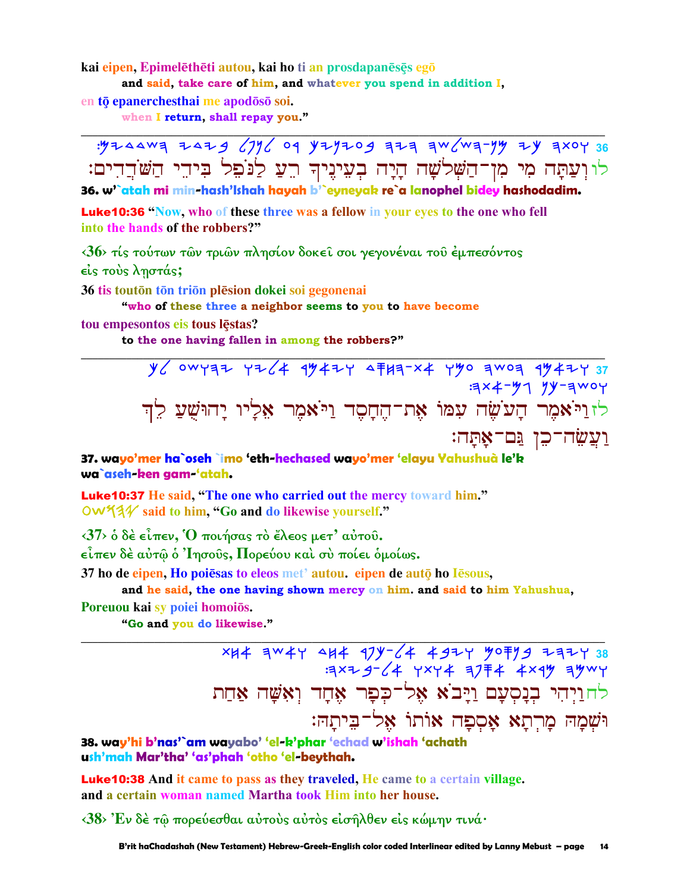kai eipen, Epimelēthēti autou, kai ho ti an prosdapanēsēs egō

and said, take care of him, and whatever you spend in addition I,

en tō epanerchesthai me apodōsō soi.

when I return, shall repay you."

---

לו וְעַתָּה מִי מִן־הַשְּׁלֹשָׁה הָיָה בְעֵינֶיךָ רֵעַ לַנֹּפֵל בִּידֵי הַשֹּׁדְדִים׃

**36. w'`atah mi min-hash'lshah hayah b'`eyneyak re`a lanophel bidey hashodadim.**

**Luke10:36 "Now, who of these three was a fellow in your eyes to the one who fell into the hands of the robbers?"**

‹36› τίς τούτων τῶν τριῶν πλησίον δοκεῖ σοι γεγονέναι τοῦ ἐμπεσόντος εἰς τοὺς λῃστάς;

**36 tis toutōn tōn triōn plēsion dokei soi gegonenai**

**"who of these three a neighbor seems to you to have become**

**tou empesontos eis tous lēstas?**

**to the one having fallen in among the robbers?"**

---

לז וַיֹּאמֶר הָעֹשֶׂה עִמּוֹ אֶת־הֶחָסֶד וַיֹּאמֶר אֵלָיו יָהוּשֻׁעַ לֵךְ וַעֲשֵׂה־כֵן גַּם־אָתָּה׃

**37. wayo'mer ha`oseh `imo 'eth-hechased wayo'mer 'elayu Yahushuà le'k wa`aseh-ken gam-'atah.**

**Luke10:37 He said, "The one who carried out the mercy toward him." said to him, "Go and do likewise yourself."**

‹37› ὁ δὲ εἶπεν, Ὁ ποιήσας τὸ ἔλεος μετ' αὐτοῦ. εἶπεν δὲ αὐτῷ ὁ Ἰησοῦς, Πορεύου καὶ σὺ ποίει ὁμοίως.

**37 ho de eipen, Ho poiēsas to eleos met' autou. eipen de autō ho Iēsous,**

**and he said, the one having shown mercy on him. and said to him Yahushua,**

**Poreuou kai sy poiei homoiōs.**

**"Go and you do likewise."**

---

לח וַיְהִי בְּנָסְעָם וַיָּבֹא אֶל־כְּפָר אֶחָד וְאִשָּׁה אַחַת וּשְׁמָהּ מָרְתָא אָסְפָה אוֹתוֹ אֶל־בֵּיתָהּ׃

**38. way'hi b'nas'`am wayabo' 'el-k'phar 'echad w'ishah 'achath ush'mah Mar'tha' 'as'phah 'otho 'el-beythah.**

**Luke10:38 And it came to pass as they traveled, He came to a certain village. and a certain woman named Martha took Him into her house.**

‹38› Ἐν δὲ τῷ πορεύεσθαι αὐτοὺς αὐτὸς εἰσῆλθεν εἰς κώμην τινά·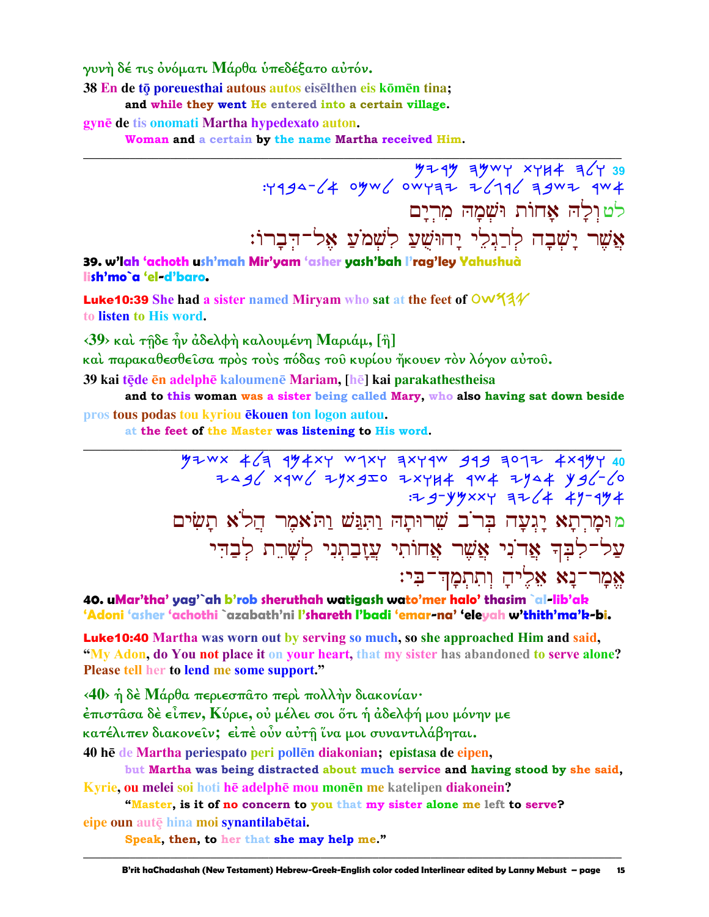γυνὴ δέ τις ὀνόματι Μάρθα ὑπεδέξατο αὐτόν.

38 En de tō poreuesthai autous autos eisēlthen eis kōmēn tina;
and while they went He entered into a certain village.

gynē de tis onomati Martha hypedexato auton.
Woman and a certain by the name Martha received Him.

---

39 𐤋𐤄 𐤀𐤇𐤅𐤕 𐤅𐤔𐤌𐤄 𐤌𐤓𐤉𐤌
𐤀𐤔𐤓 𐤉𐤔𐤁𐤄 𐤋𐤓𐤂𐤋𐤉 𐤉𐤄𐤅𐤔𐤏 𐤋𐤔𐤌𐤏 𐤀𐤋-𐤃𐤁𐤓𐤅:

לט וְלָהּ אָחוֹת וּשְׁמָהּ מִרְיָם
אֲשֶׁר יָשְׁבָה לְרַגְלֵי יָהוּשֻׁעַ לִשְׁמֹעַ אֶל־דְּבָרוֹ׃

**39. w'lah 'achoth ush'mah Mir'yam 'asher yash'bah l'rag'ley Yahushuà lish'mo`a 'el-d'baro.**

**Luke10:39** She had a sister named Miryam who sat at the feet of 𐤉𐤄𐤅𐤔𐤏 to listen to His word.

‹39› καὶ τῇδε ἦν ἀδελφὴ καλουμένη Μαριάμ, [ἣ]
καὶ παρακαθεσθεῖσα πρὸς τοὺς πόδας τοῦ κυρίου ἤκουεν τὸν λόγον αὐτοῦ.

39 kai tēde ēn adelphē kaloumenē Mariam, [hē] kai parakathestheisa
and to this woman was a sister being called Mary, who also having sat down beside

pros tous podas tou kyriou ēkouen ton logon autou.
at the feet of the Master was listening to His word.

---

40 𐤅𐤌𐤓𐤕𐤀 𐤉𐤂𐤏𐤄 𐤁𐤓𐤁 𐤔𐤓𐤅𐤕𐤄 𐤅𐤕𐤂𐤔 𐤅𐤕𐤀𐤌𐤓 𐤄𐤋𐤀 𐤕𐤔𐤉𐤌
𐤏𐤋-𐤋𐤁𐤊 𐤀𐤃𐤍𐤉 𐤀𐤔𐤓 𐤀𐤇𐤅𐤕𐤉 𐤏𐤆𐤁𐤕𐤍𐤉 𐤋𐤔𐤓𐤕 𐤋𐤁𐤃𐤉
𐤀𐤌𐤓-𐤍𐤀 𐤀𐤋𐤉𐤄 𐤅𐤕𐤕𐤌𐤊-𐤁𐤉:

מ וּמָרְתָא יָגְעָה בְּרֹב שֵׁרוּתָהּ וַתִּגַּשׁ וַתֹּאמֶר הֲלֹא תָשִׂים
עַל־לִבְּךָ אֲדֹנִי אֲשֶׁר אֲחוֹתִי עֲזָבַתְנִי לְשָׁרֵת לְבַדִּי
אֱמָר־נָא אֵלֶיהָ וְתִתְמָךְ־בִּי׃

**40. uMar'tha' yag'`ah b'rob sheruthah watigash wato'mer halo' thasim `al-lib'ak 'Adoni 'asher 'achothi `azabath'ni l'shareth l'badi 'emar-na' 'eleyah w'thith'ma'k-bi.**

**Luke10:40** Martha was worn out by serving so much, so she approached Him and said, "My Adon, do You not place it on your heart, that my sister has abandoned to serve alone? Please tell her to lend me some support."

‹40› ἡ δὲ Μάρθα περιεσπᾶτο περὶ πολλὴν διακονίαν·
ἐπιστᾶσα δὲ εἶπεν, Κύριε, οὐ μέλει σοι ὅτι ἡ ἀδελφή μου μόνην με
κατέλιπεν διακονεῖν; εἰπὲ οὖν αὐτῇ ἵνα μοι συναντιλάβηται.

40 hē de Martha periespato peri pollēn diakonian; epistasa de eipen,
but Martha was being distracted about much service and having stood by she said,

Kyrie, ou melei soi hoti hē adelphē mou monēn me katelipen diakonein?
"Master, is it of no concern to you that my sister alone me left to serve?

eipe oun autē hina moi synantilabētai.
Speak, then, to her that she may help me."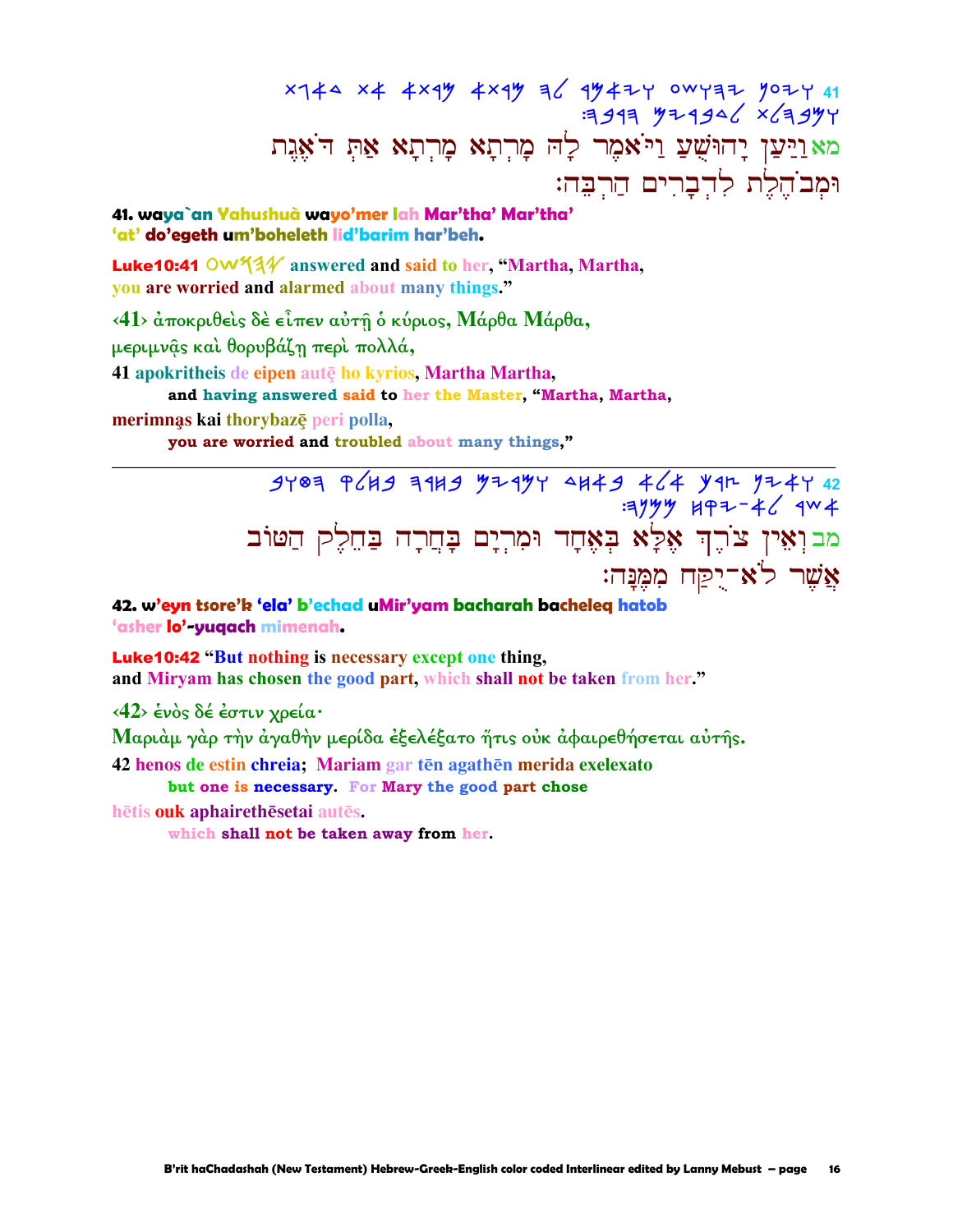41 ויען יהושע ויאמר לה מרתא מרתא את דאגת ומבהלת לדברים הרבה׃

מא וַיַּעַן יָהוּשֻׁעַ וַיֹּאמֶר לָהּ מָרְתָא מָרְתָא אַתְּ דֹּאֶגֶת וּמְבֹהֶלֶת לִדְבָרִים הַרְבֵּה׃

**41. waya`an Yahushuà wayo'mer lah Mar'tha' Mar'tha' 'at' do'egeth um'boheleth lid'barim har'beh.**

**Luke10:41** יהושע answered and said to her, "Martha, Martha, you are worried and alarmed about many things."

‹41› ἀποκριθεὶς δὲ εἶπεν αὐτῇ ὁ κύριος, Μάρθα Μάρθα, μεριμνᾷς καὶ θορυβάζῃ περὶ πολλά,

**41 apokritheis de eipen autē ho kyrios, Martha Martha,**
**and having answered said to her the Master, "Martha, Martha,**
**merimnąs kai thorybazē peri polla,**
**you are worried and troubled about many things,"**

---

42 ואין צרך אלא באחד ומרים בחרה בחלק הטוב אשר לא-יקח ממנה׃

מב וְאֵין צֹרֶךְ אֶלָּא בְּאֶחָד וּמִרְיָם בָּחֲרָה בַּחֵלֶק הַטּוֹב אֲשֶׁר לֹא־יֻקַּח מִמֶּנָּה׃

**42. w'eyn tsore'k 'ela' b'echad uMir'yam bacharah bacheleq hatob 'asher lo'-yuqach mimenah.**

**Luke10:42** "But nothing is necessary except one thing, and Miryam has chosen the good part, which shall not be taken from her."

‹42› ἑνὸς δέ ἐστιν χρεία· Μαριὰμ γὰρ τὴν ἀγαθὴν μερίδα ἐξελέξατο ἥτις οὐκ ἀφαιρεθήσεται αὐτῆς.

**42 henos de estin chreia; Mariam gar tēn agathēn merida exelexato**
**but one is necessary. For Mary the good part chose**
**hētis ouk aphairethēsetai autēs.**
**which shall not be taken away from her.**